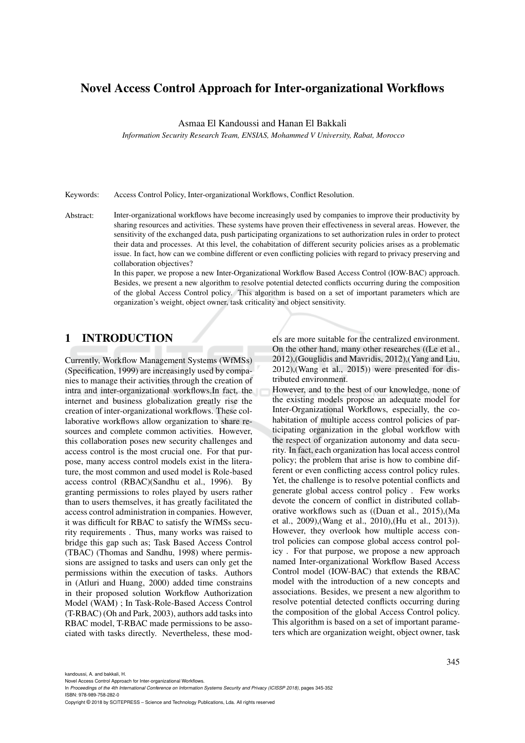# Novel Access Control Approach for Inter-organizational Workflows

Asmaa El Kandoussi and Hanan El Bakkali

*Information Security Research Team, ENSIAS, Mohammed V University, Rabat, Morocco*

Keywords: Access Control Policy, Inter-organizational Workflows, Conflict Resolution.

Abstract: Inter-organizational workflows have become increasingly used by companies to improve their productivity by sharing resources and activities. These systems have proven their effectiveness in several areas. However, the sensitivity of the exchanged data, push participating organizations to set authorization rules in order to protect their data and processes. At this level, the cohabitation of different security policies arises as a problematic issue. In fact, how can we combine different or even conflicting policies with regard to privacy preserving and collaboration objectives?

In this paper, we propose a new Inter-Organizational Workflow Based Access Control (IOW-BAC) approach. Besides, we present a new algorithm to resolve potential detected conflicts occurring during the composition of the global Access Control policy. This algorithm is based on a set of important parameters which are organization's weight, object owner, task criticality and object sensitivity.

## 1 INTRODUCTION

Currently, Workflow Management Systems (WfMSs) (Specification, 1999) are increasingly used by companies to manage their activities through the creation of intra and inter-organizational workflows.In fact, the internet and business globalization greatly rise the creation of inter-organizational workflows. These collaborative workflows allow organization to share resources and complete common activities. However, this collaboration poses new security challenges and access control is the most crucial one. For that purpose, many access control models exist in the literature, the most common and used model is Role-based access control (RBAC)(Sandhu et al., 1996). By granting permissions to roles played by users rather than to users themselves, it has greatly facilitated the access control administration in companies. However, it was difficult for RBAC to satisfy the WfMSs security requirements . Thus, many works was raised to bridge this gap such as; Task Based Access Control (TBAC) (Thomas and Sandhu, 1998) where permissions are assigned to tasks and users can only get the permissions within the execution of tasks. Authors in (Atluri and Huang, 2000) added time constrains in their proposed solution Workflow Authorization Model (WAM) ; In Task-Role-Based Access Control (T-RBAC) (Oh and Park, 2003), authors add tasks into RBAC model, T-RBAC made permissions to be associated with tasks directly. Nevertheless, these models are more suitable for the centralized environment. On the other hand, many other researches ((Le et al., 2012),(Gouglidis and Mavridis, 2012),(Yang and Liu, 2012),(Wang et al., 2015)) were presented for distributed environment.

However, and to the best of our knowledge, none of the existing models propose an adequate model for Inter-Organizational Workflows, especially, the cohabitation of multiple access control policies of participating organization in the global workflow with the respect of organization autonomy and data security. In fact, each organization has local access control policy; the problem that arise is how to combine different or even conflicting access control policy rules. Yet, the challenge is to resolve potential conflicts and generate global access control policy . Few works devote the concern of conflict in distributed collaborative workflows such as ((Duan et al., 2015),(Ma et al., 2009),(Wang et al., 2010),(Hu et al., 2013)). However, they overlook how multiple access control policies can compose global access control policy . For that purpose, we propose a new approach named Inter-organizational Workflow Based Access Control model (IOW-BAC) that extends the RBAC model with the introduction of a new concepts and associations. Besides, we present a new algorithm to resolve potential detected conflicts occurring during the composition of the global Access Control policy. This algorithm is based on a set of important parameters which are organization weight, object owner, task

kandoussi, A. and bakkali, H.
Novel Access Control Approach for Inter-organizational Workflows.
In *Proceedings of the 4th International Conference on Information Systems Security and Privacy (ICISSP 2018)*, pages 345-352
ISBN: 978-989-758-282-0
Copyright © 2018 by SCITEPRESS – Science and Technology Publications, Lda. All rights reserved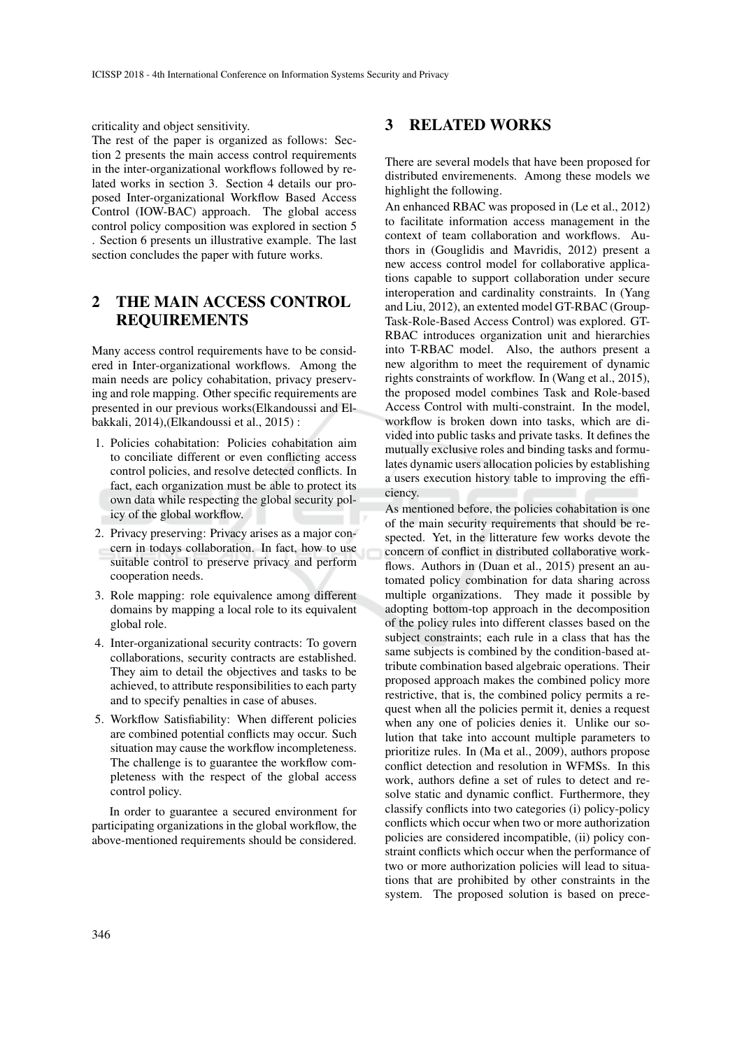criticality and object sensitivity.

The rest of the paper is organized as follows: Section 2 presents the main access control requirements in the inter-organizational workflows followed by related works in section 3. Section 4 details our proposed Inter-organizational Workflow Based Access Control (IOW-BAC) approach. The global access control policy composition was explored in section 5 . Section 6 presents un illustrative example. The last section concludes the paper with future works.

## 2 THE MAIN ACCESS CONTROL REQUIREMENTS

Many access control requirements have to be considered in Inter-organizational workflows. Among the main needs are policy cohabitation, privacy preserving and role mapping. Other specific requirements are presented in our previous works(Elkandoussi and Elbakkali, 2014),(Elkandoussi et al., 2015) :

1. Policies cohabitation: Policies cohabitation aim to conciliate different or even conflicting access control policies, and resolve detected conflicts. In fact, each organization must be able to protect its own data while respecting the global security policy of the global workflow.
2. Privacy preserving: Privacy arises as a major concern in todays collaboration. In fact, how to use suitable control to preserve privacy and perform cooperation needs.
3. Role mapping: role equivalence among different domains by mapping a local role to its equivalent global role.
4. Inter-organizational security contracts: To govern collaborations, security contracts are established. They aim to detail the objectives and tasks to be achieved, to attribute responsibilities to each party and to specify penalties in case of abuses.
5. Workflow Satisfiability: When different policies are combined potential conflicts may occur. Such situation may cause the workflow incompleteness. The challenge is to guarantee the workflow completeness with the respect of the global access control policy.

In order to guarantee a secured environment for participating organizations in the global workflow, the above-mentioned requirements should be considered.

## 3 RELATED WORKS

There are several models that have been proposed for distributed envirements. Among these models we highlight the following.

An enhanced RBAC was proposed in (Le et al., 2012) to facilitate information access management in the context of team collaboration and workflows. Authors in (Gouglidis and Mavridis, 2012) present a new access control model for collaborative applications capable to support collaboration under secure interoperation and cardinality constraints. In (Yang and Liu, 2012), an extented model GT-RBAC (Group-Task-Role-Based Access Control) was explored. GT-RBAC introduces organization unit and hierarchies into T-RBAC model. Also, the authors present a new algorithm to meet the requirement of dynamic rights constraints of workflow. In (Wang et al., 2015), the proposed model combines Task and Role-based Access Control with multi-constraint. In the model, workflow is broken down into tasks, which are divided into public tasks and private tasks. It defines the mutually exclusive roles and binding tasks and formulates dynamic users allocation policies by establishing a users execution history table to improving the efficiency.

As mentioned before, the policies cohabitation is one of the main security requirements that should be respected. Yet, in the litterature few works devote the concern of conflict in distributed collaborative workflows. Authors in (Duan et al., 2015) present an automated policy combination for data sharing across multiple organizations. They made it possible by adopting bottom-top approach in the decomposition of the policy rules into different classes based on the subject constraints; each rule in a class that has the same subjects is combined by the condition-based attribute combination based algebraic operations. Their proposed approach makes the combined policy more restrictive, that is, the combined policy permits a request when all the policies permit it, denies a request when any one of policies denies it. Unlike our solution that take into account multiple parameters to prioritize rules. In (Ma et al., 2009), authors propose conflict detection and resolution in WFMSs. In this work, authors define a set of rules to detect and resolve static and dynamic conflict. Furthermore, they classify conflicts into two categories (i) policy-policy conflicts which occur when two or more authorization policies are considered incompatible, (ii) policy constraint conflicts which occur when the performance of two or more authorization policies will lead to situations that are prohibited by other constraints in the system. The proposed solution is based on prece-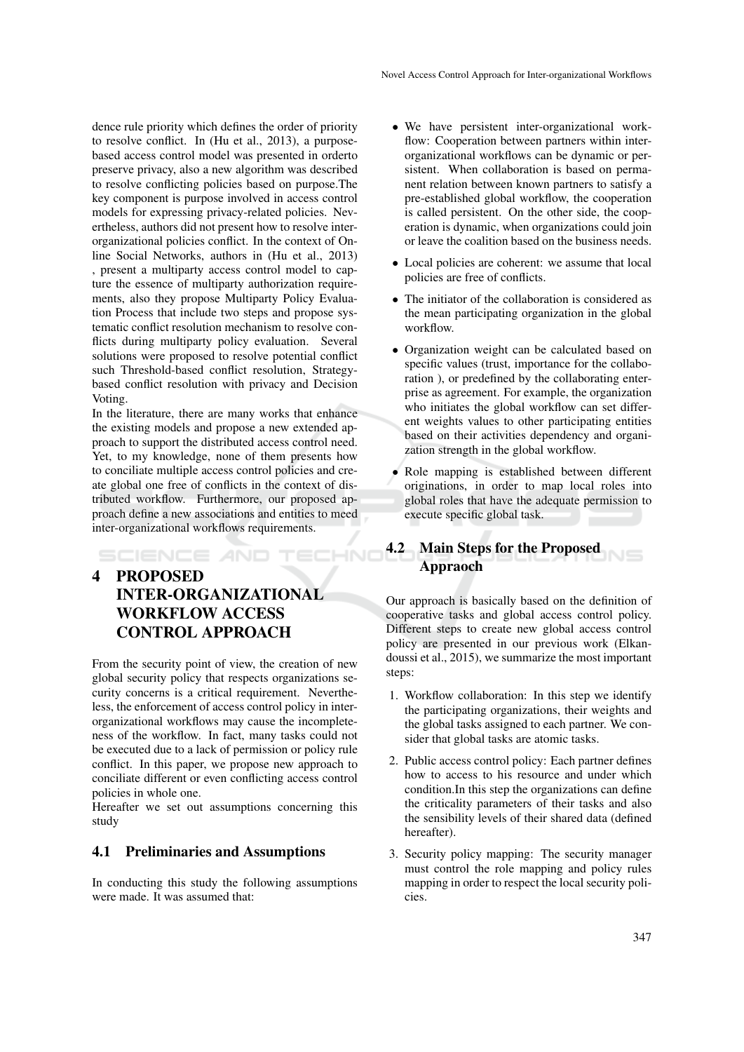dence rule priority which defines the order of priority to resolve conflict. In (Hu et al., 2013), a purpose-based access control model was presented in orderto preserve privacy, also a new algorithm was described to resolve conflicting policies based on purpose.The key component is purpose involved in access control models for expressing privacy-related policies. Nevertheless, authors did not present how to resolve inter-organizational policies conflict. In the context of Online Social Networks, authors in (Hu et al., 2013) , present a multiparty access control model to capture the essence of multiparty authorization requirements, also they propose Multiparty Policy Evaluation Process that include two steps and propose systematic conflict resolution mechanism to resolve conflicts during multiparty policy evaluation. Several solutions were proposed to resolve potential conflict such Threshold-based conflict resolution, Strategy-based conflict resolution with privacy and Decision Voting.

In the literature, there are many works that enhance the existing models and propose a new extended approach to support the distributed access control need. Yet, to my knowledge, none of them presents how to conciliate multiple access control policies and create global one free of conflicts in the context of distributed workflow. Furthermore, our proposed approach define a new associations and entities to meed inter-organizational workflows requirements.

# 4 PROPOSED INTER-ORGANIZATIONAL WORKFLOW ACCESS CONTROL APPROACH

From the security point of view, the creation of new global security policy that respects organizations security concerns is a critical requirement. Nevertheless, the enforcement of access control policy in inter-organizational workflows may cause the incompleteness of the workflow. In fact, many tasks could not be executed due to a lack of permission or policy rule conflict. In this paper, we propose new approach to conciliate different or even conflicting access control policies in whole one.

Hereafter we set out assumptions concerning this study

## 4.1 Preliminaries and Assumptions

In conducting this study the following assumptions were made. It was assumed that:

- We have persistent inter-organizational workflow: Cooperation between partners within inter-organizational workflows can be dynamic or persistent. When collaboration is based on permanent relation between known partners to satisfy a pre-established global workflow, the cooperation is called persistent. On the other side, the cooperation is dynamic, when organizations could join or leave the coalition based on the business needs.
- Local policies are coherent: we assume that local policies are free of conflicts.
- The initiator of the collaboration is considered as the mean participating organization in the global workflow.
- Organization weight can be calculated based on specific values (trust, importance for the collaboration ), or predefined by the collaborating enterprise as agreement. For example, the organization who initiates the global workflow can set different weights values to other participating entities based on their activities dependency and organization strength in the global workflow.
- Role mapping is established between different originations, in order to map local roles into global roles that have the adequate permission to execute specific global task.

## 4.2 Main Steps for the Proposed Appraoch

Our approach is basically based on the definition of cooperative tasks and global access control policy. Different steps to create new global access control policy are presented in our previous work (Elkandoussi et al., 2015), we summarize the most important steps:

1. Workflow collaboration: In this step we identify the participating organizations, their weights and the global tasks assigned to each partner. We consider that global tasks are atomic tasks.
2. Public access control policy: Each partner defines how to access to his resource and under which condition.In this step the organizations can define the criticality parameters of their tasks and also the sensibility levels of their shared data (defined hereafter).
3. Security policy mapping: The security manager must control the role mapping and policy rules mapping in order to respect the local security policies.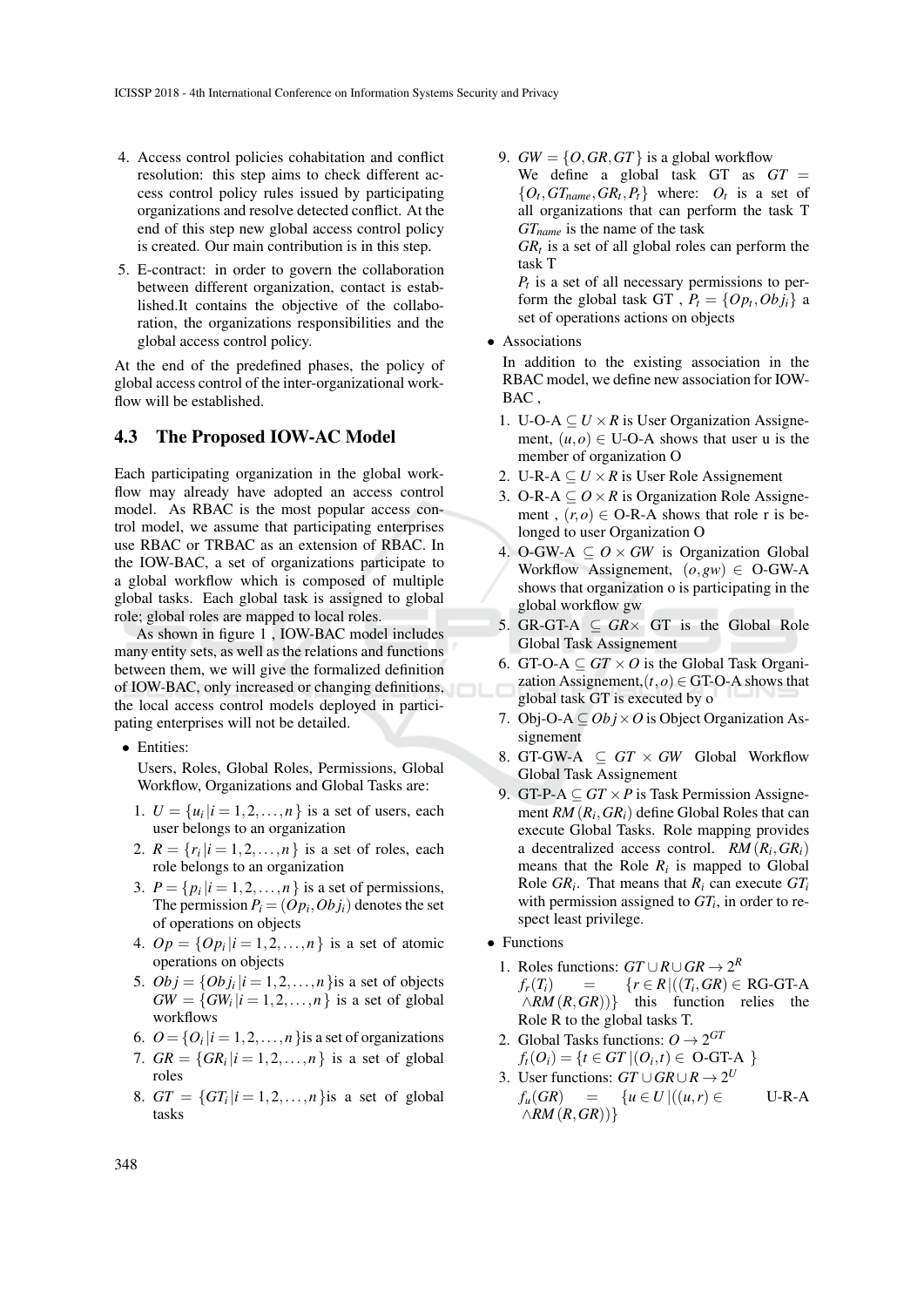4. Access control policies cohabitation and conflict resolution: this step aims to check different access control policy rules issued by participating organizations and resolve detected conflict. At the end of this step new global access control policy is created. Our main contribution is in this step.
5. E-contract: in order to govern the collaboration between different organization, contact is established.It contains the objective of the collaboration, the organizations responsibilities and the global access control policy.

At the end of the predefined phases, the policy of global access control of the inter-organizational workflow will be established.

### 4.3 The Proposed IOW-AC Model

Each participating organization in the global workflow may already have adopted an access control model. As RBAC is the most popular access control model, we assume that participating enterprises use RBAC or TRBAC as an extension of RBAC. In the IOW-BAC, a set of organizations participate to a global workflow which is composed of multiple global tasks. Each global task is assigned to global role; global roles are mapped to local roles.

As shown in figure 1 , IOW-BAC model includes many entity sets, as well as the relations and functions between them, we will give the formalized definition of IOW-BAC, only increased or changing definitions, the local access control models deployed in participating enterprises will not be detailed.

- Entities:

  Users, Roles, Global Roles, Permissions, Global Workflow, Organizations and Global Tasks are:

  1. $U = \{u_i | i = 1, 2, \ldots, n\}$ is a set of users, each user belongs to an organization
  2. $R = \{r_i | i = 1, 2, \ldots, n\}$ is a set of roles, each role belongs to an organization
  3. $P = \{p_i | i = 1, 2, \ldots, n\}$ is a set of permissions, The permission $P_i = (Op_i, Obj_i)$ denotes the set of operations on objects
  4. $Op = \{Op_i | i = 1, 2, \ldots, n\}$ is a set of atomic operations on objects
  5. $Obj = \{Obj_i | i = 1, 2, \ldots, n\}$is a set of objects $GW = \{GW_i | i = 1, 2, \ldots, n\}$ is a set of global workflows
  6. $O = \{O_i | i = 1, 2, \ldots, n\}$is a set of organizations
  7. $GR = \{GR_i | i = 1, 2, \ldots, n\}$ is a set of global roles
  8. $GT = \{GT_i | i = 1, 2, \ldots, n\}$is a set of global tasks
  9. $GW = \{O, GR, GT\}$ is a global workflow

     We define a global task GT as $GT = \{O_t, GT_{name}, GR_t, P_t\}$ where: $O_t$ is a set of all organizations that can perform the task T $GT_{name}$ is the name of the task

     $GR_t$ is a set of all global roles can perform the task T

     $P_t$ is a set of all necessary permissions to perform the global task GT , $P_t = \{Op_t, Obj_i\}$ a set of operations actions on objects

- Associations

  In addition to the existing association in the RBAC model, we define new association for IOW-BAC ,

  1. U-O-A $\subseteq U \times R$ is User Organization Assignement, $(u, o) \in$ U-O-A shows that user u is the member of organization O
  2. U-R-A $\subseteq U \times R$ is User Role Assignement
  3. O-R-A $\subseteq O \times R$ is Organization Role Assignement , $(r, o) \in$ O-R-A shows that role r is belonged to user Organization O
  4. O-GW-A $\subseteq O \times GW$ is Organization Global Workflow Assignement, $(o, gw) \in$ O-GW-A shows that organization o is participating in the global workflow gw
  5. GR-GT-A $\subseteq GR \times$ GT is the Global Role Global Task Assignement
  6. GT-O-A $\subseteq GT \times O$ is the Global Task Organization Assignement,$(t, o) \in$ GT-O-A shows that global task GT is executed by o
  7. Obj-O-A $\subseteq Obj \times O$ is Object Organization Assignement
  8. GT-GW-A $\subseteq GT \times GW$ Global Workflow Global Task Assignement
  9. GT-P-A $\subseteq GT \times P$ is Task Permission Assignement $RM(R_i, GR_i)$ define Global Roles that can execute Global Tasks. Role mapping provides a decentralized access control. $RM(R_i, GR_i)$ means that the Role $R_i$ is mapped to Global Role $GR_i$. That means that $R_i$ can execute $GT_i$ with permission assigned to $GT_i$, in order to respect least privilege.

- Functions

  1. Roles functions: $GT \cup R \cup GR \rightarrow 2^R$

     $f_r(T_i) = \{r \in R | ((T_i, GR) \in$ RG-GT-A $\wedge RM(R, GR))\}$ this function relies the Role R to the global tasks T.
  2. Global Tasks functions: $O \rightarrow 2^{GT}$

     $f_t(O_i) = \{t \in GT | (O_i, t) \in$ O-GT-A $\}$
  3. User functions: $GT \cup GR \cup R \rightarrow 2^U$

     $f_u(GR) = \{u \in U | ((u, r) \in$ U-R-A $\wedge RM(R, GR))\}$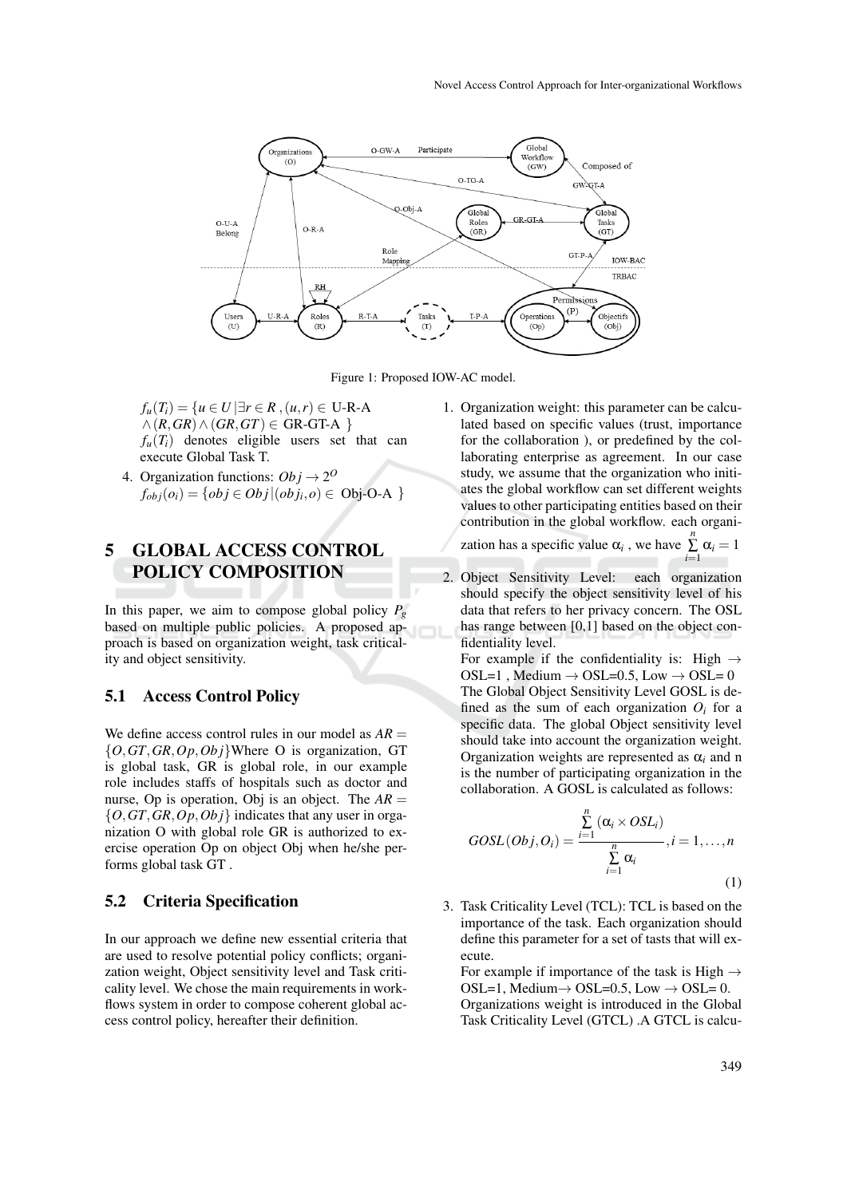Figure 1: Proposed IOW-AC model.

$f_u(T_i) = \{u \in U \,|\, \exists r \in R\,, (u,r) \in$ U-R-A $\wedge (R, GR) \wedge (GR, GT) \in$ GR-GT-A $\}$
$f_u(T_i)$ denotes eligible users set that can execute Global Task T.

4. Organization functions: $Obj \rightarrow 2^O$
$f_{obj}(o_i) = \{obj \in Obj \,|\, (obj_i, o) \in$ Obj-O-A $\}$

# 5 GLOBAL ACCESS CONTROL POLICY COMPOSITION

In this paper, we aim to compose global policy $P_g$ based on multiple public policies. A proposed approach is based on organization weight, task criticality and object sensitivity.

## 5.1 Access Control Policy

We define access control rules in our model as $AR = \{O, GT, GR, Op, Obj\}$Where O is organization, GT is global task, GR is global role, in our example role includes staffs of hospitals such as doctor and nurse, Op is operation, Obj is an object. The $AR = \{O, GT, GR, Op, Obj\}$ indicates that any user in organization O with global role GR is authorized to exercise operation Op on object Obj when he/she performs global task GT .

## 5.2 Criteria Specification

In our approach we define new essential criteria that are used to resolve potential policy conflicts; organization weight, Object sensitivity level and Task criticality level. We chose the main requirements in workflows system in order to compose coherent global access control policy, hereafter their definition.

1. Organization weight: this parameter can be calculated based on specific values (trust, importance for the collaboration ), or predefined by the collaborating enterprise as agreement. In our case study, we assume that the organization who initiates the global workflow can set different weights values to other participating entities based on their contribution in the global workflow. each organization has a specific value $\alpha_i$ , we have $\sum_{i=1}^{n} \alpha_i = 1$

2. Object Sensitivity Level: each organization should specify the object sensitivity level of his data that refers to her privacy concern. The OSL has range between [0,1] based on the object confidentiality level.
For example if the confidentiality is: High $\rightarrow$ OSL=1 , Medium $\rightarrow$ OSL=0.5, Low $\rightarrow$ OSL= 0
The Global Object Sensitivity Level GOSL is defined as the sum of each organization $O_i$ for a specific data. The global Object sensitivity level should take into account the organization weight. Organization weights are represented as $\alpha_i$ and n is the number of participating organization in the collaboration. A GOSL is calculated as follows:

$$GOSL(Obj, O_i) = \frac{\sum_{i=1}^{n} (\alpha_i \times OSL_i)}{\sum_{i=1}^{n} \alpha_i}, i = 1, \ldots, n \tag{1}$$

3. Task Criticality Level (TCL): TCL is based on the importance of the task. Each organization should define this parameter for a set of tasts that will execute.
For example if importance of the task is High $\rightarrow$ OSL=1, Medium$\rightarrow$ OSL=0.5, Low $\rightarrow$ OSL= 0.
Organizations weight is introduced in the Global Task Criticality Level (GTCL) .A GTCL is calcu-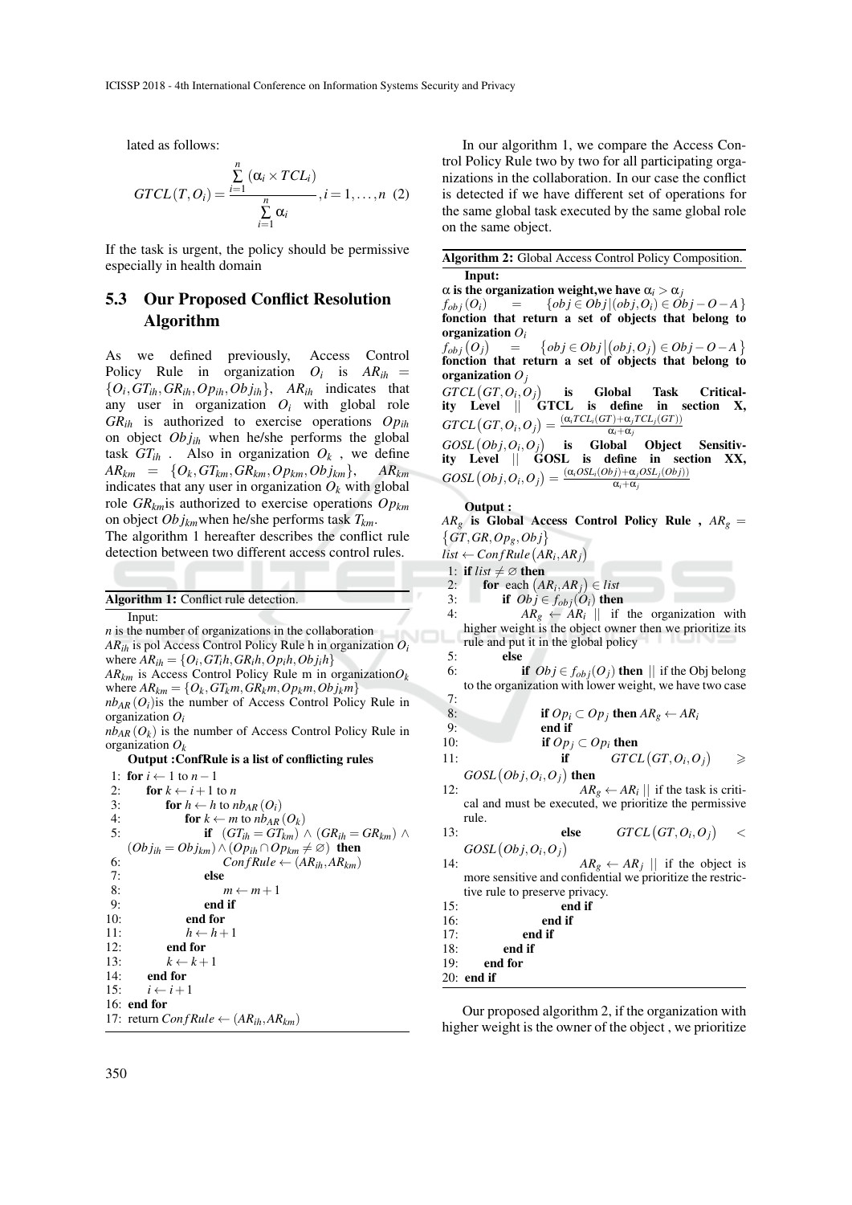lated as follows:

$$GTCL(T,O_i) = \frac{\sum_{i=1}^{n} (\alpha_i \times TCL_i)}{\sum_{i=1}^{n} \alpha_i}, i = 1,\ldots,n \quad (2)$$

If the task is urgent, the policy should be permissive especially in health domain

## 5.3 Our Proposed Conflict Resolution Algorithm

As we defined previously, Access Control Policy Rule in organization $O_i$ is $AR_{ih} = \{O_i, GT_{ih}, GR_{ih}, Op_{ih}, Obj_{ih}\}$, $AR_{ih}$ indicates that any user in organization $O_i$ with global role $GR_{ih}$ is authorized to exercise operations $Op_{ih}$ on object $Obj_{ih}$ when he/she performs the global task $GT_{ih}$ . Also in organization $O_k$ , we define $AR_{km} = \{O_k, GT_{km}, GR_{km}, Op_{km}, Obj_{km}\}$, $AR_{km}$ indicates that any user in organization $O_k$ with global role $GR_{km}$ is authorized to exercise operations $Op_{km}$ on object $Obj_{km}$ when he/she performs task $T_{km}$.

The algorithm 1 hereafter describes the conflict rule detection between two different access control rules.

**Algorithm 1:** Conflict rule detection.

Input:
$n$ is the number of organizations in the collaboration
$AR_{ih}$ is pol Access Control Policy Rule h in organization $O_i$ where $AR_{ih} = \{O_i, GT_ih, GR_ih, Op_ih, Obj_ih\}$
$AR_{km}$ is Access Control Policy Rule m in organization $O_k$ where $AR_{km} = \{O_k, GT_km, GR_km, Op_km, Obj_km\}$
$nb_{AR}(O_i)$ is the number of Access Control Policy Rule in organization $O_i$
$nb_{AR}(O_k)$ is the number of Access Control Policy Rule in organization $O_k$

**Output :ConfRule is a list of conflicting rules**

```
1:  for i ← 1 to n−1
2:      for k ← i+1 to n
3:          for h ← h to nb_AR(O_i)
4:              for k ← m to nb_AR(O_k)
5:                  if (GT_ih = GT_km) ∧ (GR_ih = GR_km) ∧
                    (Obj_ih = Obj_km) ∧ (Op_ih ∩ Op_km ≠ ∅) then
6:                      ConfRule ← (AR_ih, AR_km)
7:                  else
8:                      m ← m+1
9:                  end if
10:             end for
11:             h ← h+1
12:         end for
13:         k ← k+1
14:     end for
15:     i ← i+1
16: end for
17: return ConfRule ← (AR_ih, AR_km)
```

In our algorithm 1, we compare the Access Control Policy Rule two by two for all participating organizations in the collaboration. In our case the conflict is detected if we have different set of operations for the same global task executed by the same global role on the same object.

**Algorithm 2:** Global Access Control Policy Composition.

**Input:**
**α is the organization weight,we have $\alpha_i > \alpha_j$**
$f_{obj}(O_i) = \{obj \in Obj | (obj, O_i) \in Obj - O - A\}$ **fonction that return a set of objects that belong to organization $O_i$**
$f_{obj}(O_j) = \{obj \in Obj | (obj, O_j) \in Obj - O - A\}$ **fonction that return a set of objects that belong to organization $O_j$**
$GTCL(GT, O_i, O_j)$ **is Global Task Criticality Level || GTCL is define in section X,** $GTCL(GT, O_i, O_j) = \frac{(\alpha_i TCL_i(GT) + \alpha_j TCL_j(GT))}{\alpha_i + \alpha_j}$
$GOSL(Obj, O_i, O_j)$ **is Global Object Sensitivity Level || GOSL is define in section XX,** $GOSL(Obj, O_i, O_j) = \frac{(\alpha_i OSL_i(Obj) + \alpha_j OSL_j(Obj))}{\alpha_i + \alpha_j}$

**Output :**
$AR_g$ **is Global Access Control Policy Rule ,** $AR_g = \{GT, GR, Op_g, Obj\}$
$list \leftarrow ConfRule(AR_i, AR_j)$

```
1:  if list ≠ ∅ then
2:      for each (AR_i, AR_j) ∈ list
3:          if Obj ∈ f_obj(O_i) then
4:              AR_g ← AR_i || if the organization with
                higher weight is the object owner then we prioritize its
                rule and put it in the global policy
5:          else
6:              if Obj ∈ f_obj(O_j) then || if the Obj belong
                to the organization with lower weight, we have two case
7:
8:                  if Op_i ⊂ Op_j then AR_g ← AR_i
9:                  end if
10:                 if Op_j ⊂ Op_i then
11:                     if GTCL(GT, O_i, O_j) ⩾
                        GOSL(Obj, O_i, O_j) then
12:                         AR_g ← AR_i || if the task is criti-
                            cal and must be executed, we prioritize the permissive
                            rule.
13:                     else GTCL(GT, O_i, O_j) <
                        GOSL(Obj, O_i, O_j)
14:                         AR_g ← AR_j || if the object is
                            more sensitive and confidential we prioritize the restric-
                            tive rule to preserve privacy.
15:                     end if
16:                 end if
17:             end if
18:         end if
19:     end for
20: end if
```

Our proposed algorithm 2, if the organization with higher weight is the owner of the object , we prioritize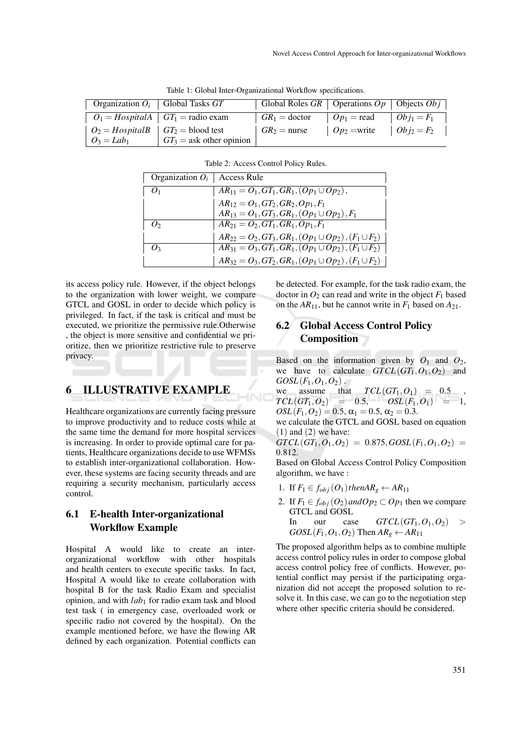Table 1: Global Inter-Organizational Workflow specifications.

| Organization $O_i$ | Global Tasks $GT$ | Global Roles $GR$ | Operations $Op$ | Objects $Obj$ |
|---|---|---|---|---|
| $O_1 = HospitalA$ | $GT_1 =$ radio exam | $GR_1 =$ doctor | $Op_1 =$ read | $Obj_1 = F_1$ |
| $O_2 = HospitalB$ | $GT_2 =$ blood test | $GR_2 =$ nurse | $Op_2 =$write | $Obj_2 = F_2$ |
| $O_3 = Lab_1$ | $GT_3 =$ ask other opinion | | | |

Table 2: Access Control Policy Rules.

| Organization $O_i$ | Access Rule |
|---|---|
| $O_1$ | $AR_{11} = O_1, GT_1, GR_1, (Op_1 \cup Op_2),$ |
| | $AR_{12} = O_1, GT_2, GR_2, Op_1, F_1$ |
| | $AR_{13} = O_1, GT_3, GR_1, (Op_1 \cup Op_2), F_1$ |
| $O_2$ | $AR_{21} = O_2, GT_1, GR_1, Op_1, F_1$ |
| | $AR_{22} = O_2, GT_3, GR_1, (Op_1 \cup Op_2), (F_1 \cup F_2)$ |
| $O_3$ | $AR_{31} = O_3, GT_1, GR_1, (Op_1 \cup Op_2), (F_1 \cup F_2)$ |
| | $AR_{32} = O_3, GT_2, GR_1, (Op_1 \cup Op_2), (F_1 \cup F_2)$ |

its access policy rule. However, if the object belongs to the organization with lower weight, we compare GTCL and GOSL in order to decide which policy is privileged. In fact, if the task is critical and must be executed, we prioritize the permissive rule.Otherwise , the object is more sensitive and confidential we prioritize, then we prioritize restrictive rule to preserve privacy.

## 6 ILLUSTRATIVE EXAMPLE

Healthcare organizations are currently facing pressure to improve productivity and to reduce costs while at the same time the demand for more hospital services is increasing. In order to provide optimal care for patients, Healthcare organizations decide to use WFMSs to establish inter-organizational collaboration. However, these systems are facing security threads and are requiring a security mechanism, particularly access control.

### 6.1 E-health Inter-organizational Workflow Example

Hospital A would like to create an inter-organizational workflow with other hospitals and health centers to execute specific tasks. In fact, Hospital A would like to create collaboration with hospital B for the task Radio Exam and specialist opinion, and with $lab_1$ for radio exam task and blood test task ( in emergency case, overloaded work or specific radio not covered by the hospital). On the example mentioned before, we have the flowing AR defined by each organization. Potential conflicts can be detected. For example, for the task radio exam, the doctor in $O_2$ can read and write in the object $F_1$ based on the $AR_{11}$, but he cannot write in $F_1$ based on $A_{21}$.

### 6.2 Global Access Control Policy Composition

Based on the information given by $O_1$ and $O_2$, we have to calculate $GTCL(GT_1, O_1, O_2)$ and $GOSL(F_1, O_1, O_2)$ .

we assume that $TCL(GT_1, O_1) = 0.5$ , $TCL(GT_1, O_2) = 0.5$, $OSL(F_1, O_1) = 1$, $OSL(F_1, O_2) = 0.5$, $\alpha_1 = 0.5$, $\alpha_2 = 0.3$.

we calculate the GTCL and GOSL based on equation (1) and (2) we have:

$GTCL(GT_1, O_1, O_2) = 0.875, GOSL(F_1, O_1, O_2) = 0.812$.

Based on Global Access Control Policy Composition algorithm, we have :

1. If $F_1 \in f_{obj}(O_1) then AR_g \leftarrow AR_{11}$
2. If $F_1 \in f_{obj}(O_2) and Op_2 \subset Op_1$ then we compare GTCL and GOSL
   In our case $GTCL(GT_1, O_1, O_2) > GOSL(F_1, O_1, O_2)$ Then $AR_g \leftarrow AR_{11}$

The proposed algorithm helps as to combine multiple access control policy rules in order to compose global access control policy free of conflicts. However, potential conflict may persist if the participating organization did not accept the proposed solution to resolve it. In this case, we can go to the negotiation step where other specific criteria should be considered.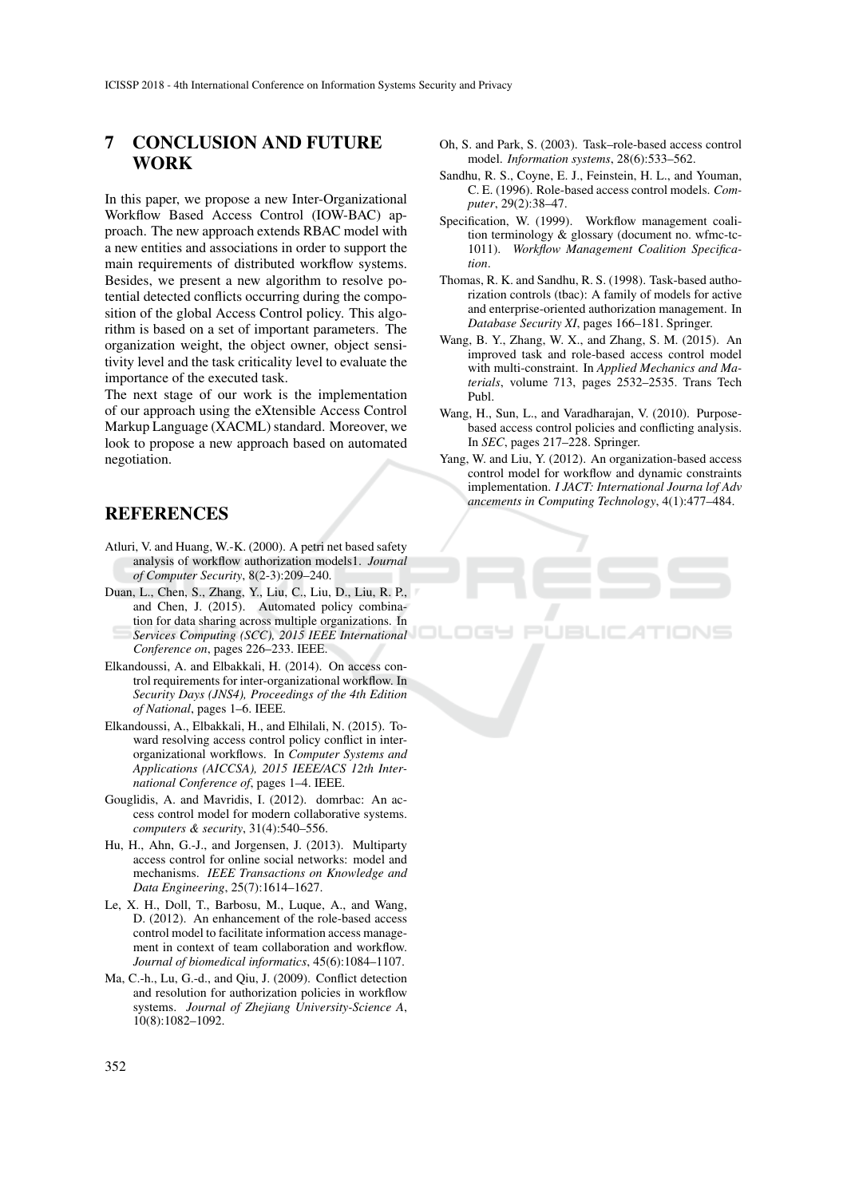## 7 CONCLUSION AND FUTURE WORK

In this paper, we propose a new Inter-Organizational Workflow Based Access Control (IOW-BAC) approach. The new approach extends RBAC model with a new entities and associations in order to support the main requirements of distributed workflow systems. Besides, we present a new algorithm to resolve potential detected conflicts occurring during the composition of the global Access Control policy. This algorithm is based on a set of important parameters. The organization weight, the object owner, object sensitivity level and the task criticality level to evaluate the importance of the executed task.

The next stage of our work is the implementation of our approach using the eXtensible Access Control Markup Language (XACML) standard. Moreover, we look to propose a new approach based on automated negotiation.

## REFERENCES

Atluri, V. and Huang, W.-K. (2000). A petri net based safety analysis of workflow authorization models1. *Journal of Computer Security*, 8(2-3):209–240.

Duan, L., Chen, S., Zhang, Y., Liu, C., Liu, D., Liu, R. P., and Chen, J. (2015). Automated policy combination for data sharing across multiple organizations. In *Services Computing (SCC), 2015 IEEE International Conference on*, pages 226–233. IEEE.

Elkandoussi, A. and Elbakkali, H. (2014). On access control requirements for inter-organizational workflow. In *Security Days (JNS4), Proceedings of the 4th Edition of National*, pages 1–6. IEEE.

Elkandoussi, A., Elbakkali, H., and Elhilali, N. (2015). Toward resolving access control policy conflict in inter-organizational workflows. In *Computer Systems and Applications (AICCSA), 2015 IEEE/ACS 12th International Conference of*, pages 1–4. IEEE.

Gouglidis, A. and Mavridis, I. (2012). domrbac: An access control model for modern collaborative systems. *computers & security*, 31(4):540–556.

Hu, H., Ahn, G.-J., and Jorgensen, J. (2013). Multiparty access control for online social networks: model and mechanisms. *IEEE Transactions on Knowledge and Data Engineering*, 25(7):1614–1627.

Le, X. H., Doll, T., Barbosu, M., Luque, A., and Wang, D. (2012). An enhancement of the role-based access control model to facilitate information access management in context of team collaboration and workflow. *Journal of biomedical informatics*, 45(6):1084–1107.

Ma, C.-h., Lu, G.-d., and Qiu, J. (2009). Conflict detection and resolution for authorization policies in workflow systems. *Journal of Zhejiang University-Science A*, 10(8):1082–1092.

Oh, S. and Park, S. (2003). Task–role-based access control model. *Information systems*, 28(6):533–562.

Sandhu, R. S., Coyne, E. J., Feinstein, H. L., and Youman, C. E. (1996). Role-based access control models. *Computer*, 29(2):38–47.

Specification, W. (1999). Workflow management coalition terminology & glossary (document no. wfmc-tc-1011). *Workflow Management Coalition Specification*.

Thomas, R. K. and Sandhu, R. S. (1998). Task-based authorization controls (tbac): A family of models for active and enterprise-oriented authorization management. In *Database Security XI*, pages 166–181. Springer.

Wang, B. Y., Zhang, W. X., and Zhang, S. M. (2015). An improved task and role-based access control model with multi-constraint. In *Applied Mechanics and Materials*, volume 713, pages 2532–2535. Trans Tech Publ.

Wang, H., Sun, L., and Varadharajan, V. (2010). Purpose-based access control policies and conflicting analysis. In *SEC*, pages 217–228. Springer.

Yang, W. and Liu, Y. (2012). An organization-based access control model for workflow and dynamic constraints implementation. *I JACT: International Journa lof Adv ancements in Computing Technology*, 4(1):477–484.